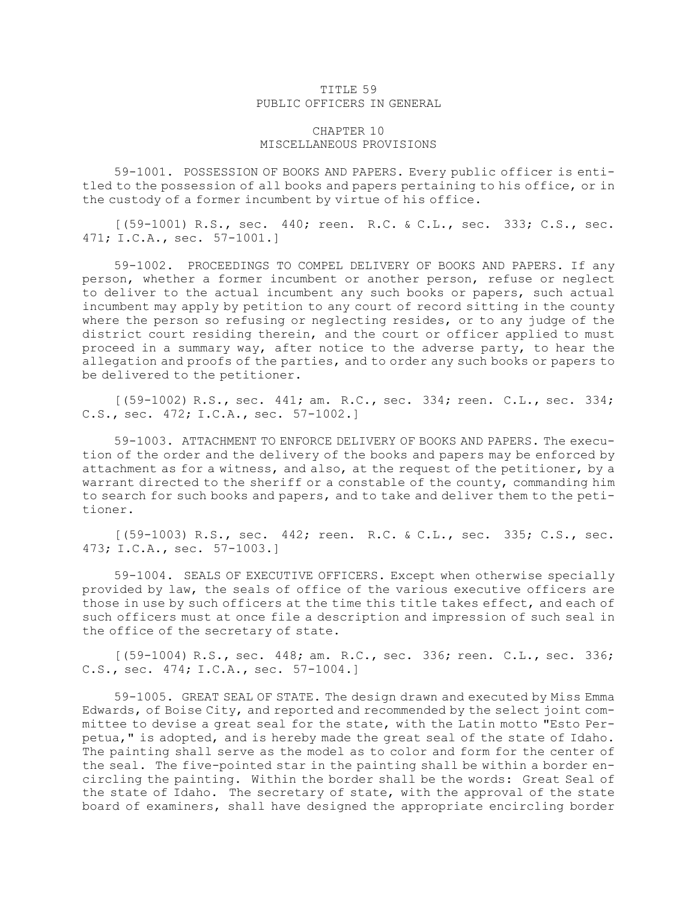# TITLE 59
# PUBLIC OFFICERS IN GENERAL

## CHAPTER 10
## MISCELLANEOUS PROVISIONS

59-1001. POSSESSION OF BOOKS AND PAPERS. Every public officer is entitled to the possession of all books and papers pertaining to his office, or in the custody of a former incumbent by virtue of his office.

[(59-1001) R.S., sec. 440; reen. R.C. & C.L., sec. 333; C.S., sec. 471; I.C.A., sec. 57-1001.]

59-1002. PROCEEDINGS TO COMPEL DELIVERY OF BOOKS AND PAPERS. If any person, whether a former incumbent or another person, refuse or neglect to deliver to the actual incumbent any such books or papers, such actual incumbent may apply by petition to any court of record sitting in the county where the person so refusing or neglecting resides, or to any judge of the district court residing therein, and the court or officer applied to must proceed in a summary way, after notice to the adverse party, to hear the allegation and proofs of the parties, and to order any such books or papers to be delivered to the petitioner.

[(59-1002) R.S., sec. 441; am. R.C., sec. 334; reen. C.L., sec. 334; C.S., sec. 472; I.C.A., sec. 57-1002.]

59-1003. ATTACHMENT TO ENFORCE DELIVERY OF BOOKS AND PAPERS. The execution of the order and the delivery of the books and papers may be enforced by attachment as for a witness, and also, at the request of the petitioner, by a warrant directed to the sheriff or a constable of the county, commanding him to search for such books and papers, and to take and deliver them to the petitioner.

[(59-1003) R.S., sec. 442; reen. R.C. & C.L., sec. 335; C.S., sec. 473; I.C.A., sec. 57-1003.]

59-1004. SEALS OF EXECUTIVE OFFICERS. Except when otherwise specially provided by law, the seals of office of the various executive officers are those in use by such officers at the time this title takes effect, and each of such officers must at once file a description and impression of such seal in the office of the secretary of state.

[(59-1004) R.S., sec. 448; am. R.C., sec. 336; reen. C.L., sec. 336; C.S., sec. 474; I.C.A., sec. 57-1004.]

59-1005. GREAT SEAL OF STATE. The design drawn and executed by Miss Emma Edwards, of Boise City, and reported and recommended by the select joint committee to devise a great seal for the state, with the Latin motto "Esto Perpetua," is adopted, and is hereby made the great seal of the state of Idaho. The painting shall serve as the model as to color and form for the center of the seal. The five-pointed star in the painting shall be within a border encircling the painting. Within the border shall be the words: Great Seal of the state of Idaho. The secretary of state, with the approval of the state board of examiners, shall have designed the appropriate encircling border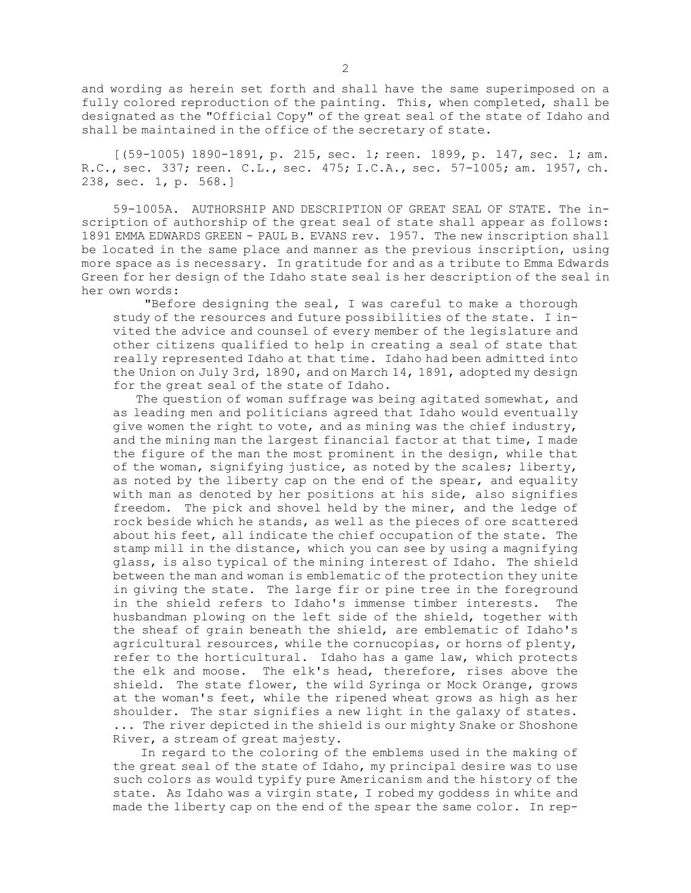and wording as herein set forth and shall have the same superimposed on a fully colored reproduction of the painting. This, when completed, shall be designated as the "Official Copy" of the great seal of the state of Idaho and shall be maintained in the office of the secretary of state.

[(59-1005) 1890-1891, p. 215, sec. 1; reen. 1899, p. 147, sec. 1; am. R.C., sec. 337; reen. C.L., sec. 475; I.C.A., sec. 57-1005; am. 1957, ch. 238, sec. 1, p. 568.]

59-1005A. AUTHORSHIP AND DESCRIPTION OF GREAT SEAL OF STATE. The inscription of authorship of the great seal of state shall appear as follows: 1891 EMMA EDWARDS GREEN - PAUL B. EVANS rev. 1957. The new inscription shall be located in the same place and manner as the previous inscription, using more space as is necessary. In gratitude for and as a tribute to Emma Edwards Green for her design of the Idaho state seal is her description of the seal in her own words:

> "Before designing the seal, I was careful to make a thorough study of the resources and future possibilities of the state. I invited the advice and counsel of every member of the legislature and other citizens qualified to help in creating a seal of state that really represented Idaho at that time. Idaho had been admitted into the Union on July 3rd, 1890, and on March 14, 1891, adopted my design for the great seal of the state of Idaho.
>
> The question of woman suffrage was being agitated somewhat, and as leading men and politicians agreed that Idaho would eventually give women the right to vote, and as mining was the chief industry, and the mining man the largest financial factor at that time, I made the figure of the man the most prominent in the design, while that of the woman, signifying justice, as noted by the scales; liberty, as noted by the liberty cap on the end of the spear, and equality with man as denoted by her positions at his side, also signifies freedom. The pick and shovel held by the miner, and the ledge of rock beside which he stands, as well as the pieces of ore scattered about his feet, all indicate the chief occupation of the state. The stamp mill in the distance, which you can see by using a magnifying glass, is also typical of the mining interest of Idaho. The shield between the man and woman is emblematic of the protection they unite in giving the state. The large fir or pine tree in the foreground in the shield refers to Idaho's immense timber interests. The husbandman plowing on the left side of the shield, together with the sheaf of grain beneath the shield, are emblematic of Idaho's agricultural resources, while the cornucopias, or horns of plenty, refer to the horticultural. Idaho has a game law, which protects the elk and moose. The elk's head, therefore, rises above the shield. The state flower, the wild Syringa or Mock Orange, grows at the woman's feet, while the ripened wheat grows as high as her shoulder. The star signifies a new light in the galaxy of states. ... The river depicted in the shield is our mighty Snake or Shoshone River, a stream of great majesty.
>
> In regard to the coloring of the emblems used in the making of the great seal of the state of Idaho, my principal desire was to use such colors as would typify pure Americanism and the history of the state. As Idaho was a virgin state, I robed my goddess in white and made the liberty cap on the end of the spear the same color. In rep-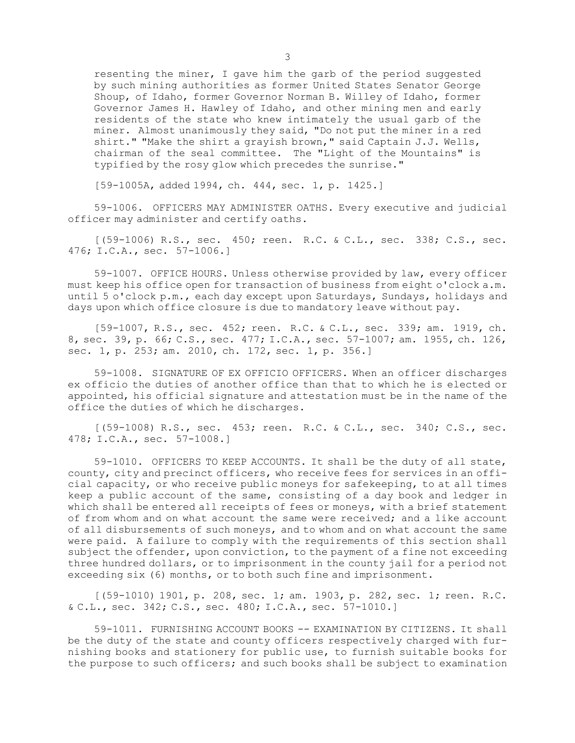resenting the miner, I gave him the garb of the period suggested by such mining authorities as former United States Senator George Shoup, of Idaho, former Governor Norman B. Willey of Idaho, former Governor James H. Hawley of Idaho, and other mining men and early residents of the state who knew intimately the usual garb of the miner. Almost unanimously they said, "Do not put the miner in a red shirt." "Make the shirt a grayish brown," said Captain J.J. Wells, chairman of the seal committee. The "Light of the Mountains" is typified by the rosy glow which precedes the sunrise."

[59-1005A, added 1994, ch. 444, sec. 1, p. 1425.]

59-1006. OFFICERS MAY ADMINISTER OATHS. Every executive and judicial officer may administer and certify oaths.

[(59-1006) R.S., sec. 450; reen. R.C. & C.L., sec. 338; C.S., sec. 476; I.C.A., sec. 57-1006.]

59-1007. OFFICE HOURS. Unless otherwise provided by law, every officer must keep his office open for transaction of business from eight o'clock a.m. until 5 o'clock p.m., each day except upon Saturdays, Sundays, holidays and days upon which office closure is due to mandatory leave without pay.

[59-1007, R.S., sec. 452; reen. R.C. & C.L., sec. 339; am. 1919, ch. 8, sec. 39, p. 66; C.S., sec. 477; I.C.A., sec. 57-1007; am. 1955, ch. 126, sec. 1, p. 253; am. 2010, ch. 172, sec. 1, p. 356.]

59-1008. SIGNATURE OF EX OFFICIO OFFICERS. When an officer discharges ex officio the duties of another office than that to which he is elected or appointed, his official signature and attestation must be in the name of the office the duties of which he discharges.

[(59-1008) R.S., sec. 453; reen. R.C. & C.L., sec. 340; C.S., sec. 478; I.C.A., sec. 57-1008.]

59-1010. OFFICERS TO KEEP ACCOUNTS. It shall be the duty of all state, county, city and precinct officers, who receive fees for services in an official capacity, or who receive public moneys for safekeeping, to at all times keep a public account of the same, consisting of a day book and ledger in which shall be entered all receipts of fees or moneys, with a brief statement of from whom and on what account the same were received; and a like account of all disbursements of such moneys, and to whom and on what account the same were paid. A failure to comply with the requirements of this section shall subject the offender, upon conviction, to the payment of a fine not exceeding three hundred dollars, or to imprisonment in the county jail for a period not exceeding six (6) months, or to both such fine and imprisonment.

[(59-1010) 1901, p. 208, sec. 1; am. 1903, p. 282, sec. 1; reen. R.C. & C.L., sec. 342; C.S., sec. 480; I.C.A., sec. 57-1010.]

59-1011. FURNISHING ACCOUNT BOOKS -- EXAMINATION BY CITIZENS. It shall be the duty of the state and county officers respectively charged with furnishing books and stationery for public use, to furnish suitable books for the purpose to such officers; and such books shall be subject to examination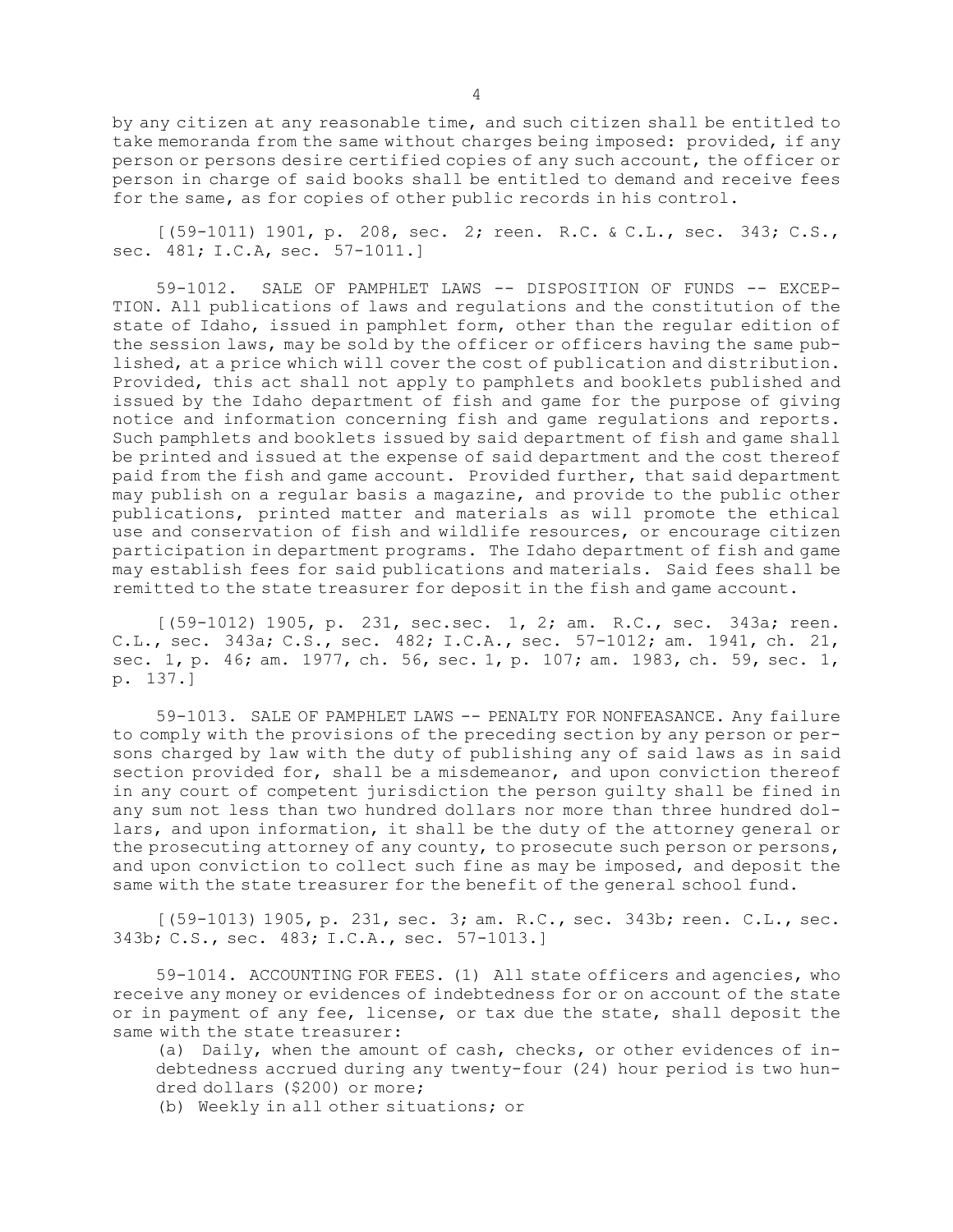by any citizen at any reasonable time, and such citizen shall be entitled to take memoranda from the same without charges being imposed: provided, if any person or persons desire certified copies of any such account, the officer or person in charge of said books shall be entitled to demand and receive fees for the same, as for copies of other public records in his control.

[(59-1011) 1901, p. 208, sec. 2; reen. R.C. & C.L., sec. 343; C.S., sec. 481; I.C.A, sec. 57-1011.]

59-1012. SALE OF PAMPHLET LAWS -- DISPOSITION OF FUNDS -- EXCEPTION. All publications of laws and regulations and the constitution of the state of Idaho, issued in pamphlet form, other than the regular edition of the session laws, may be sold by the officer or officers having the same published, at a price which will cover the cost of publication and distribution. Provided, this act shall not apply to pamphlets and booklets published and issued by the Idaho department of fish and game for the purpose of giving notice and information concerning fish and game regulations and reports. Such pamphlets and booklets issued by said department of fish and game shall be printed and issued at the expense of said department and the cost thereof paid from the fish and game account. Provided further, that said department may publish on a regular basis a magazine, and provide to the public other publications, printed matter and materials as will promote the ethical use and conservation of fish and wildlife resources, or encourage citizen participation in department programs. The Idaho department of fish and game may establish fees for said publications and materials. Said fees shall be remitted to the state treasurer for deposit in the fish and game account.

[(59-1012) 1905, p. 231, sec.sec. 1, 2; am. R.C., sec. 343a; reen. C.L., sec. 343a; C.S., sec. 482; I.C.A., sec. 57-1012; am. 1941, ch. 21, sec. 1, p. 46; am. 1977, ch. 56, sec. 1, p. 107; am. 1983, ch. 59, sec. 1, p. 137.]

59-1013. SALE OF PAMPHLET LAWS -- PENALTY FOR NONFEASANCE. Any failure to comply with the provisions of the preceding section by any person or persons charged by law with the duty of publishing any of said laws as in said section provided for, shall be a misdemeanor, and upon conviction thereof in any court of competent jurisdiction the person guilty shall be fined in any sum not less than two hundred dollars nor more than three hundred dollars, and upon information, it shall be the duty of the attorney general or the prosecuting attorney of any county, to prosecute such person or persons, and upon conviction to collect such fine as may be imposed, and deposit the same with the state treasurer for the benefit of the general school fund.

[(59-1013) 1905, p. 231, sec. 3; am. R.C., sec. 343b; reen. C.L., sec. 343b; C.S., sec. 483; I.C.A., sec. 57-1013.]

59-1014. ACCOUNTING FOR FEES. (1) All state officers and agencies, who receive any money or evidences of indebtedness for or on account of the state or in payment of any fee, license, or tax due the state, shall deposit the same with the state treasurer:

(a) Daily, when the amount of cash, checks, or other evidences of indebtedness accrued during any twenty-four (24) hour period is two hundred dollars ($200) or more;

(b) Weekly in all other situations; or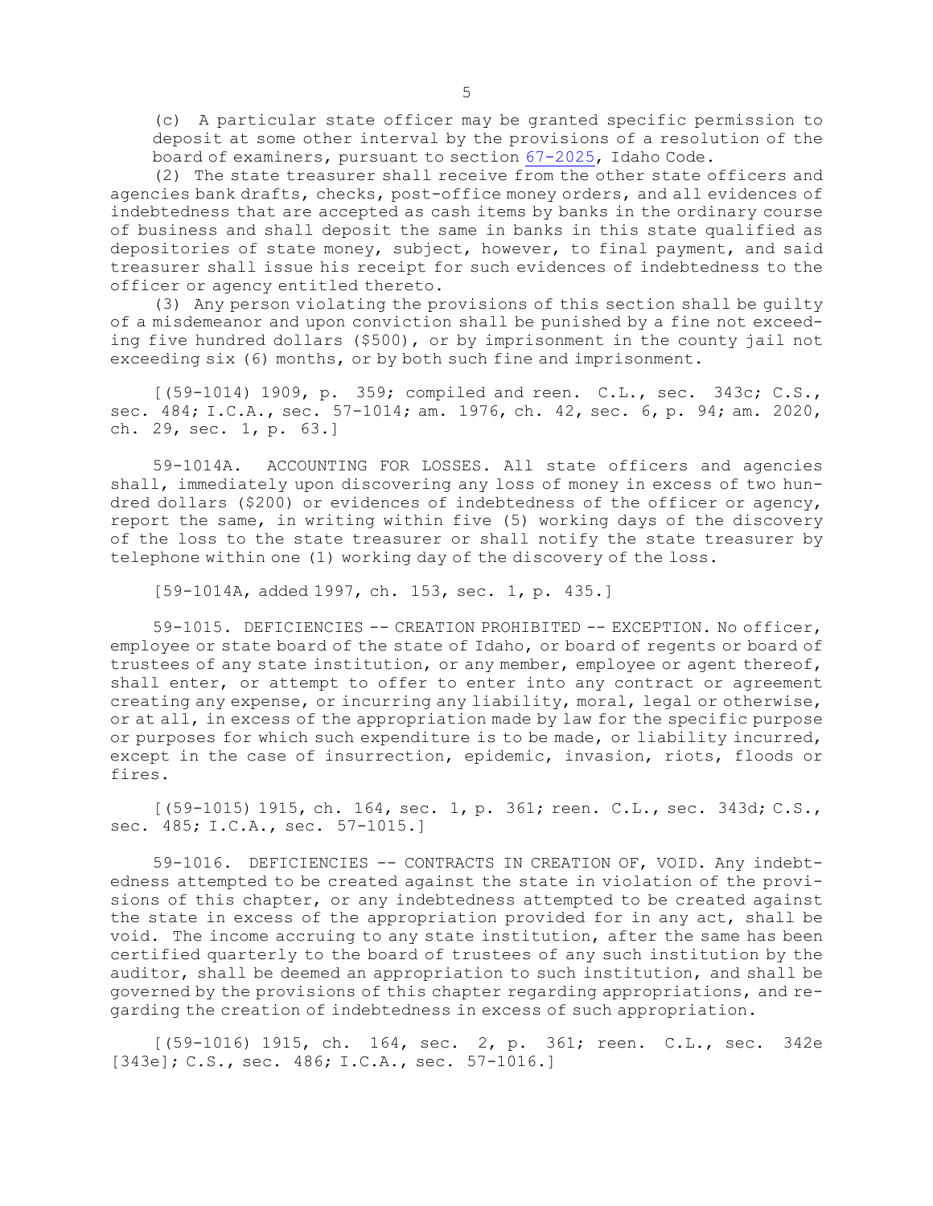(c) A particular state officer may be granted specific permission to deposit at some other interval by the provisions of a resolution of the board of examiners, pursuant to section 67-2025, Idaho Code.

(2) The state treasurer shall receive from the other state officers and agencies bank drafts, checks, post-office money orders, and all evidences of indebtedness that are accepted as cash items by banks in the ordinary course of business and shall deposit the same in banks in this state qualified as depositories of state money, subject, however, to final payment, and said treasurer shall issue his receipt for such evidences of indebtedness to the officer or agency entitled thereto.

(3) Any person violating the provisions of this section shall be guilty of a misdemeanor and upon conviction shall be punished by a fine not exceeding five hundred dollars ($500), or by imprisonment in the county jail not exceeding six (6) months, or by both such fine and imprisonment.

[(59-1014) 1909, p. 359; compiled and reen. C.L., sec. 343c; C.S., sec. 484; I.C.A., sec. 57-1014; am. 1976, ch. 42, sec. 6, p. 94; am. 2020, ch. 29, sec. 1, p. 63.]

59-1014A. ACCOUNTING FOR LOSSES. All state officers and agencies shall, immediately upon discovering any loss of money in excess of two hundred dollars ($200) or evidences of indebtedness of the officer or agency, report the same, in writing within five (5) working days of the discovery of the loss to the state treasurer or shall notify the state treasurer by telephone within one (1) working day of the discovery of the loss.

[59-1014A, added 1997, ch. 153, sec. 1, p. 435.]

59-1015. DEFICIENCIES -- CREATION PROHIBITED -- EXCEPTION. No officer, employee or state board of the state of Idaho, or board of regents or board of trustees of any state institution, or any member, employee or agent thereof, shall enter, or attempt to offer to enter into any contract or agreement creating any expense, or incurring any liability, moral, legal or otherwise, or at all, in excess of the appropriation made by law for the specific purpose or purposes for which such expenditure is to be made, or liability incurred, except in the case of insurrection, epidemic, invasion, riots, floods or fires.

[(59-1015) 1915, ch. 164, sec. 1, p. 361; reen. C.L., sec. 343d; C.S., sec. 485; I.C.A., sec. 57-1015.]

59-1016. DEFICIENCIES -- CONTRACTS IN CREATION OF, VOID. Any indebtedness attempted to be created against the state in violation of the provisions of this chapter, or any indebtedness attempted to be created against the state in excess of the appropriation provided for in any act, shall be void. The income accruing to any state institution, after the same has been certified quarterly to the board of trustees of any such institution by the auditor, shall be deemed an appropriation to such institution, and shall be governed by the provisions of this chapter regarding appropriations, and regarding the creation of indebtedness in excess of such appropriation.

[(59-1016) 1915, ch. 164, sec. 2, p. 361; reen. C.L., sec. 342e [343e]; C.S., sec. 486; I.C.A., sec. 57-1016.]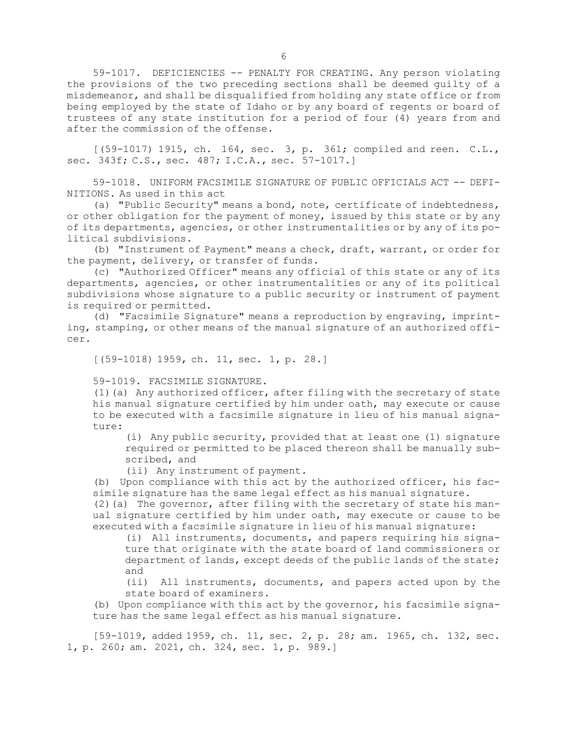59-1017. DEFICIENCIES -- PENALTY FOR CREATING. Any person violating the provisions of the two preceding sections shall be deemed guilty of a misdemeanor, and shall be disqualified from holding any state office or from being employed by the state of Idaho or by any board of regents or board of trustees of any state institution for a period of four (4) years from and after the commission of the offense.

[(59-1017) 1915, ch. 164, sec. 3, p. 361; compiled and reen. C.L., sec. 343f; C.S., sec. 487; I.C.A., sec. 57-1017.]

59-1018. UNIFORM FACSIMILE SIGNATURE OF PUBLIC OFFICIALS ACT -- DEFINITIONS. As used in this act

(a) "Public Security" means a bond, note, certificate of indebtedness, or other obligation for the payment of money, issued by this state or by any of its departments, agencies, or other instrumentalities or by any of its political subdivisions.

(b) "Instrument of Payment" means a check, draft, warrant, or order for the payment, delivery, or transfer of funds.

(c) "Authorized Officer" means any official of this state or any of its departments, agencies, or other instrumentalities or any of its political subdivisions whose signature to a public security or instrument of payment is required or permitted.

(d) "Facsimile Signature" means a reproduction by engraving, imprinting, stamping, or other means of the manual signature of an authorized officer.

[(59-1018) 1959, ch. 11, sec. 1, p. 28.]

59-1019. FACSIMILE SIGNATURE.

(1)(a) Any authorized officer, after filing with the secretary of state his manual signature certified by him under oath, may execute or cause to be executed with a facsimile signature in lieu of his manual signature:

(i) Any public security, provided that at least one (1) signature required or permitted to be placed thereon shall be manually subscribed, and

(ii) Any instrument of payment.

(b) Upon compliance with this act by the authorized officer, his facsimile signature has the same legal effect as his manual signature.

(2)(a) The governor, after filing with the secretary of state his manual signature certified by him under oath, may execute or cause to be executed with a facsimile signature in lieu of his manual signature:

(i) All instruments, documents, and papers requiring his signature that originate with the state board of land commissioners or department of lands, except deeds of the public lands of the state; and

(ii) All instruments, documents, and papers acted upon by the state board of examiners.

(b) Upon compliance with this act by the governor, his facsimile signature has the same legal effect as his manual signature.

[59-1019, added 1959, ch. 11, sec. 2, p. 28; am. 1965, ch. 132, sec. 1, p. 260; am. 2021, ch. 324, sec. 1, p. 989.]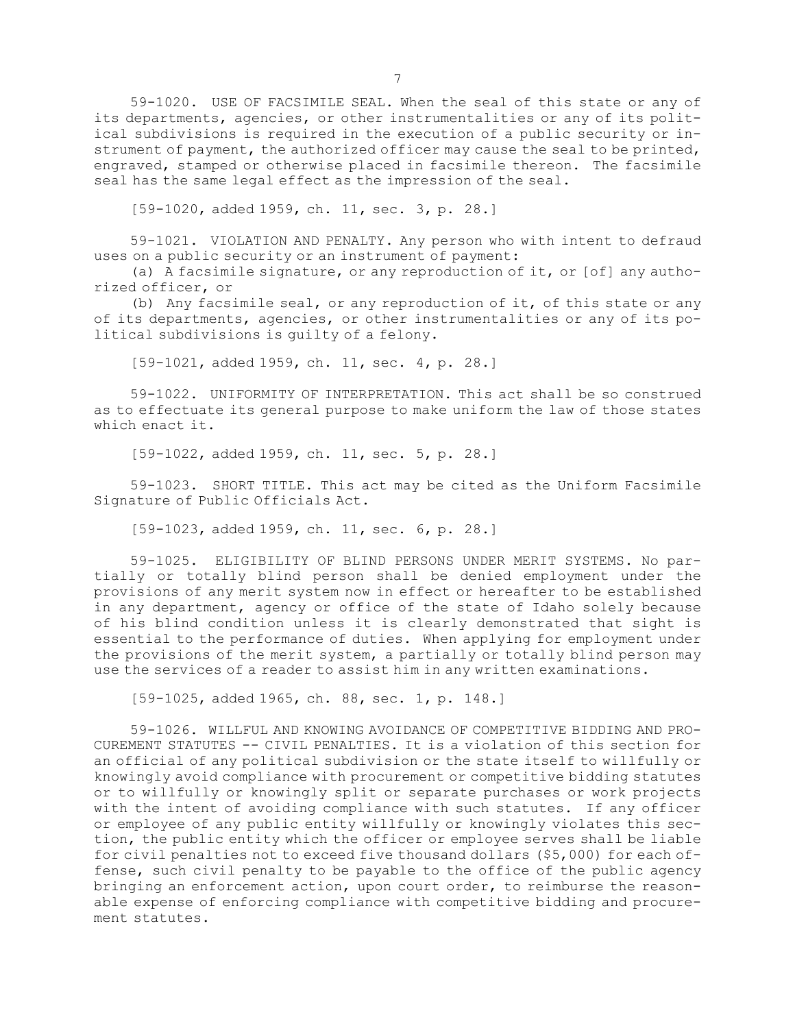59-1020. USE OF FACSIMILE SEAL. When the seal of this state or any of its departments, agencies, or other instrumentalities or any of its political subdivisions is required in the execution of a public security or instrument of payment, the authorized officer may cause the seal to be printed, engraved, stamped or otherwise placed in facsimile thereon. The facsimile seal has the same legal effect as the impression of the seal.

[59-1020, added 1959, ch. 11, sec. 3, p. 28.]

59-1021. VIOLATION AND PENALTY. Any person who with intent to defraud uses on a public security or an instrument of payment:

(a) A facsimile signature, or any reproduction of it, or [of] any authorized officer, or

(b) Any facsimile seal, or any reproduction of it, of this state or any of its departments, agencies, or other instrumentalities or any of its political subdivisions is guilty of a felony.

[59-1021, added 1959, ch. 11, sec. 4, p. 28.]

59-1022. UNIFORMITY OF INTERPRETATION. This act shall be so construed as to effectuate its general purpose to make uniform the law of those states which enact it.

[59-1022, added 1959, ch. 11, sec. 5, p. 28.]

59-1023. SHORT TITLE. This act may be cited as the Uniform Facsimile Signature of Public Officials Act.

[59-1023, added 1959, ch. 11, sec. 6, p. 28.]

59-1025. ELIGIBILITY OF BLIND PERSONS UNDER MERIT SYSTEMS. No partially or totally blind person shall be denied employment under the provisions of any merit system now in effect or hereafter to be established in any department, agency or office of the state of Idaho solely because of his blind condition unless it is clearly demonstrated that sight is essential to the performance of duties. When applying for employment under the provisions of the merit system, a partially or totally blind person may use the services of a reader to assist him in any written examinations.

[59-1025, added 1965, ch. 88, sec. 1, p. 148.]

59-1026. WILLFUL AND KNOWING AVOIDANCE OF COMPETITIVE BIDDING AND PROCUREMENT STATUTES -- CIVIL PENALTIES. It is a violation of this section for an official of any political subdivision or the state itself to willfully or knowingly avoid compliance with procurement or competitive bidding statutes or to willfully or knowingly split or separate purchases or work projects with the intent of avoiding compliance with such statutes. If any officer or employee of any public entity willfully or knowingly violates this section, the public entity which the officer or employee serves shall be liable for civil penalties not to exceed five thousand dollars ($5,000) for each offense, such civil penalty to be payable to the office of the public agency bringing an enforcement action, upon court order, to reimburse the reasonable expense of enforcing compliance with competitive bidding and procurement statutes.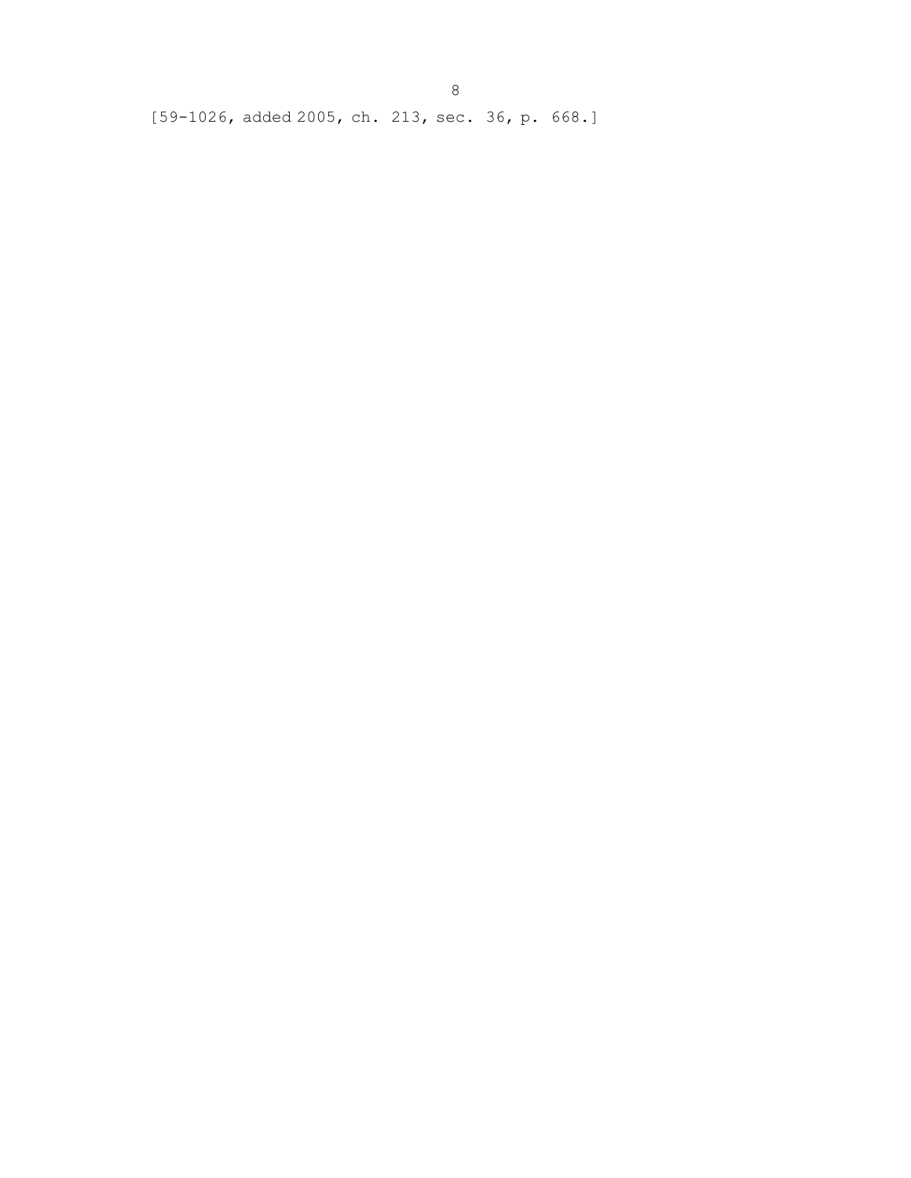[59-1026, added 2005, ch. 213, sec. 36, p. 668.]